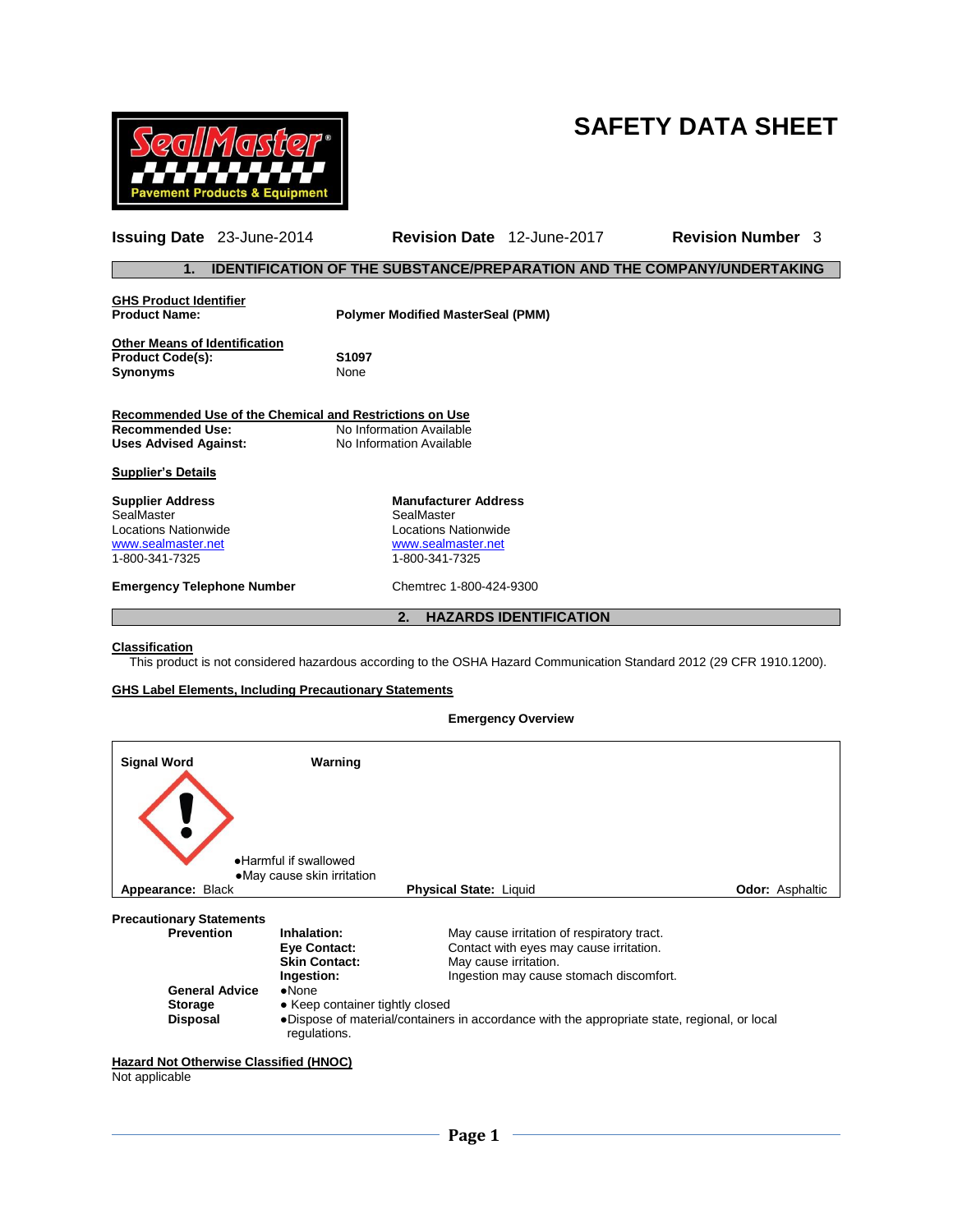# SAFETY DATA SHEET

**Issuing Date** 23-June-2014 **Revision Date** 12-June-2017 **Revision Number** 3

## 1. IDENTIFICATION OF THE SUBSTANCE/PREPARATION AND THE COMPANY/UNDERTAKING

**GHS Product Identifier**

| | |
|---|---|
| **Product Name:** | **Polymer Modified MasterSeal (PMM)** |

**Other Means of Identification**

| | |
|---|---|
| **Product Code(s):** | **S1097** |
| **Synonyms** | None |

**Recommended Use of the Chemical and Restrictions on Use**

| | |
|---|---|
| **Recommended Use:** | No Information Available |
| **Uses Advised Against:** | No Information Available |

**Supplier's Details**

| **Supplier Address** | **Manufacturer Address** |
|---|---|
| SealMaster | SealMaster |
| Locations Nationwide | Locations Nationwide |
| www.sealmaster.net | www.sealmaster.net |
| 1-800-341-7325 | 1-800-341-7325 |

**Emergency Telephone Number** Chemtrec 1-800-424-9300

## 2. HAZARDS IDENTIFICATION

**Classification**

This product is not considered hazardous according to the OSHA Hazard Communication Standard 2012 (29 CFR 1910.1200).

**GHS Label Elements, Including Precautionary Statements**

**Emergency Overview**

**Signal Word** **Warning**

- Harmful if swallowed
- May cause skin irritation

**Appearance:** Black **Physical State:** Liquid **Odor:** Asphaltic

**Precautionary Statements**

| | | |
|---|---|---|
| **Prevention** | **Inhalation:** | May cause irritation of respiratory tract. |
| | **Eye Contact:** | Contact with eyes may cause irritation. |
| | **Skin Contact:** | May cause irritation. |
| | **Ingestion:** | Ingestion may cause stomach discomfort. |
| **General Advice** | ● None | |
| **Storage** | ● Keep container tightly closed | |
| **Disposal** | ● Dispose of material/containers in accordance with the appropriate state, regional, or local regulations. | |

**Hazard Not Otherwise Classified (HNOC)**

Not applicable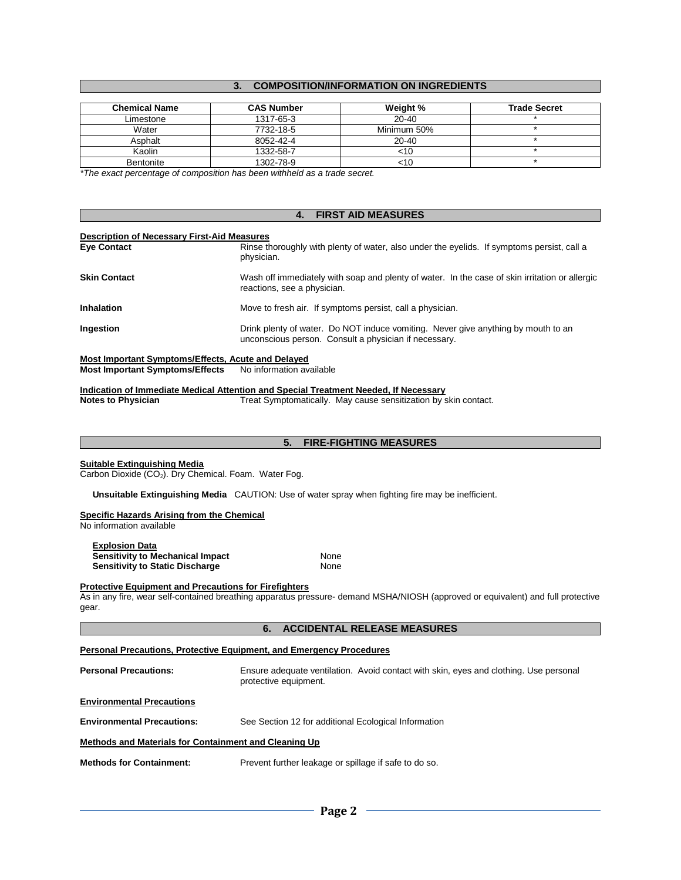## 3. COMPOSITION/INFORMATION ON INGREDIENTS

| Chemical Name | CAS Number | Weight % | Trade Secret |
|---|---|---|---|
| Limestone | 1317-65-3 | 20-40 | * |
| Water | 7732-18-5 | Minimum 50% | * |
| Asphalt | 8052-42-4 | 20-40 | * |
| Kaolin | 1332-58-7 | <10 | * |
| Bentonite | 1302-78-9 | <10 | * |

*The exact percentage of composition has been withheld as a trade secret.*

## 4. FIRST AID MEASURES

**Description of Necessary First-Aid Measures**

**Eye Contact** — Rinse thoroughly with plenty of water, also under the eyelids. If symptoms persist, call a physician.

**Skin Contact** — Wash off immediately with soap and plenty of water. In the case of skin irritation or allergic reactions, see a physician.

**Inhalation** — Move to fresh air. If symptoms persist, call a physician.

**Ingestion** — Drink plenty of water. Do NOT induce vomiting. Never give anything by mouth to an unconscious person. Consult a physician if necessary.

**Most Important Symptoms/Effects, Acute and Delayed**

**Most Important Symptoms/Effects** — No information available

**Indication of Immediate Medical Attention and Special Treatment Needed, If Necessary**

**Notes to Physician** — Treat Symptomatically. May cause sensitization by skin contact.

## 5. FIRE-FIGHTING MEASURES

**Suitable Extinguishing Media**

Carbon Dioxide ($CO_2$). Dry Chemical. Foam. Water Fog.

**Unsuitable Extinguishing Media** CAUTION: Use of water spray when fighting fire may be inefficient.

**Specific Hazards Arising from the Chemical**

No information available

**Explosion Data**

**Sensitivity to Mechanical Impact** — None

**Sensitivity to Static Discharge** — None

**Protective Equipment and Precautions for Firefighters**

As in any fire, wear self-contained breathing apparatus pressure- demand MSHA/NIOSH (approved or equivalent) and full protective gear.

## 6. ACCIDENTAL RELEASE MEASURES

**Personal Precautions, Protective Equipment, and Emergency Procedures**

**Personal Precautions:** Ensure adequate ventilation. Avoid contact with skin, eyes and clothing. Use personal protective equipment.

**Environmental Precautions**

**Environmental Precautions:** See Section 12 for additional Ecological Information

**Methods and Materials for Containment and Cleaning Up**

**Methods for Containment:** Prevent further leakage or spillage if safe to do so.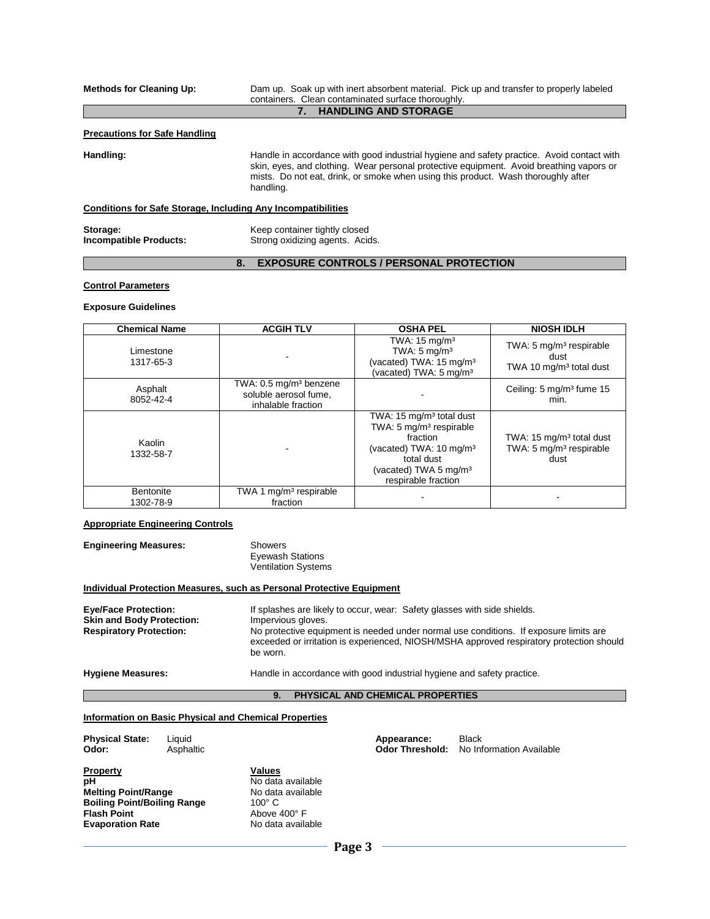**Methods for Cleaning Up:** Dam up. Soak up with inert absorbent material. Pick up and transfer to properly labeled containers. Clean contaminated surface thoroughly.

## 7. HANDLING AND STORAGE

**Precautions for Safe Handling**

**Handling:** Handle in accordance with good industrial hygiene and safety practice. Avoid contact with skin, eyes, and clothing. Wear personal protective equipment. Avoid breathing vapors or mists. Do not eat, drink, or smoke when using this product. Wash thoroughly after handling.

**Conditions for Safe Storage, Including Any Incompatibilities**

**Storage:** Keep container tightly closed
**Incompatible Products:** Strong oxidizing agents. Acids.

## 8. EXPOSURE CONTROLS / PERSONAL PROTECTION

**Control Parameters**

**Exposure Guidelines**

| Chemical Name | ACGIH TLV | OSHA PEL | NIOSH IDLH |
|---|---|---|---|
| Limestone 1317-65-3 | - | TWA: 15 mg/m³ TWA: 5 mg/m³ (vacated) TWA: 15 mg/m³ (vacated) TWA: 5 mg/m³ | TWA: 5 mg/m³ respirable dust TWA 10 mg/m³ total dust |
| Asphalt 8052-42-4 | TWA: 0.5 mg/m³ benzene soluble aerosol fume, inhalable fraction | - | Ceiling: 5 mg/m³ fume 15 min. |
| Kaolin 1332-58-7 | - | TWA: 15 mg/m³ total dust TWA: 5 mg/m³ respirable fraction (vacated) TWA: 10 mg/m³ total dust (vacated) TWA 5 mg/m³ respirable fraction | TWA: 15 mg/m³ total dust TWA: 5 mg/m³ respirable dust |
| Bentonite 1302-78-9 | TWA 1 mg/m³ respirable fraction | - | - |

**Appropriate Engineering Controls**

**Engineering Measures:**
Showers
Eyewash Stations
Ventilation Systems

**Individual Protection Measures, such as Personal Protective Equipment**

**Eye/Face Protection:** If splashes are likely to occur, wear: Safety glasses with side shields.
**Skin and Body Protection:** Impervious gloves.
**Respiratory Protection:** No protective equipment is needed under normal use conditions. If exposure limits are exceeded or irritation is experienced, NIOSH/MSHA approved respiratory protection should be worn.

**Hygiene Measures:** Handle in accordance with good industrial hygiene and safety practice.

## 9. PHYSICAL AND CHEMICAL PROPERTIES

**Information on Basic Physical and Chemical Properties**

**Physical State:** Liquid
**Odor:** Asphaltic
**Appearance:** Black
**Odor Threshold:** No Information Available

| Property | Values |
|---|---|
| **pH** | No data available |
| **Melting Point/Range** | No data available |
| **Boiling Point/Boiling Range** | 100° C |
| **Flash Point** | Above 400° F |
| **Evaporation Rate** | No data available |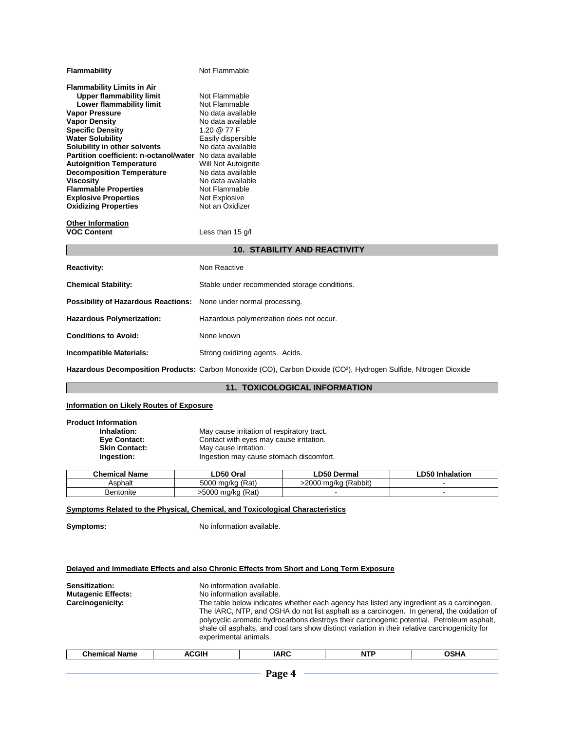**Flammability** Not Flammable

**Flammability Limits in Air**

| | |
|---|---|
| **Upper flammability limit** | Not Flammable |
| **Lower flammability limit** | Not Flammable |
| **Vapor Pressure** | No data available |
| **Vapor Density** | No data available |
| **Specific Density** | 1.20 @ 77 F |
| **Water Solubility** | Easily dispersible |
| **Solubility in other solvents** | No data available |
| **Partition coefficient: n-octanol/water** | No data available |
| **Autoignition Temperature** | Will Not Autoignite |
| **Decomposition Temperature** | No data available |
| **Viscosity** | No data available |
| **Flammable Properties** | Not Flammable |
| **Explosive Properties** | Not Explosive |
| **Oxidizing Properties** | Not an Oxidizer |

**Other Information**

**VOC Content** Less than 15 g/l

## 10. STABILITY AND REACTIVITY

**Reactivity:** Non Reactive

**Chemical Stability:** Stable under recommended storage conditions.

**Possibility of Hazardous Reactions:** None under normal processing.

**Hazardous Polymerization:** Hazardous polymerization does not occur.

**Conditions to Avoid:** None known

**Incompatible Materials:** Strong oxidizing agents. Acids.

**Hazardous Decomposition Products:** Carbon Monoxide (CO), Carbon Dioxide ($CO^2$), Hydrogen Sulfide, Nitrogen Dioxide

## 11. TOXICOLOGICAL INFORMATION

**Information on Likely Routes of Exposure**

**Product Information**

- **Inhalation:** May cause irritation of respiratory tract.
- **Eye Contact:** Contact with eyes may cause irritation.
- **Skin Contact:** May cause irritation.
- **Ingestion:** Ingestion may cause stomach discomfort.

| Chemical Name | LD50 Oral | LD50 Dermal | LD50 Inhalation |
|---|---|---|---|
| Asphalt | 5000 mg/kg (Rat) | >2000 mg/kg (Rabbit) | - |
| Bentonite | >5000 mg/kg (Rat) | - | - |

**Symptoms Related to the Physical, Chemical, and Toxicological Characteristics**

**Symptoms:** No information available.

**Delayed and Immediate Effects and also Chronic Effects from Short and Long Term Exposure**

**Sensitization:** No information available.

**Mutagenic Effects:** No information available.

**Carcinogenicity:** The table below indicates whether each agency has listed any ingredient as a carcinogen. The IARC, NTP, and OSHA do not list asphalt as a carcinogen. In general, the oxidation of polycyclic aromatic hydrocarbons destroys their carcinogenic potential. Petroleum asphalt, shale oil asphalts, and coal tars show distinct variation in their relative carcinogenicity for experimental animals.

| Chemical Name | ACGIH | IARC | NTP | OSHA |
|---|---|---|---|---|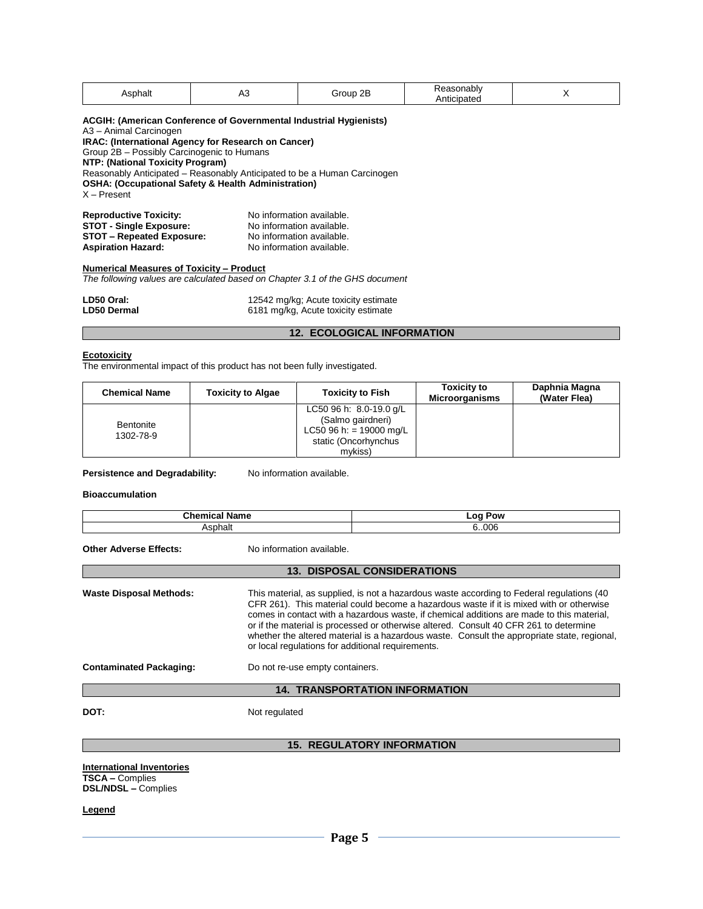| Asphalt | A3 | Group 2B | Reasonably Anticipated | X |
|---|---|---|---|---|

**ACGIH: (American Conference of Governmental Industrial Hygienists)**
A3 – Animal Carcinogen
**IRAC: (International Agency for Research on Cancer)**
Group 2B – Possibly Carcinogenic to Humans
**NTP: (National Toxicity Program)**
Reasonably Anticipated – Reasonably Anticipated to be a Human Carcinogen
**OSHA: (Occupational Safety & Health Administration)**
X – Present

**Reproductive Toxicity:** No information available.
**STOT - Single Exposure:** No information available.
**STOT – Repeated Exposure:** No information available.
**Aspiration Hazard:** No information available.

**Numerical Measures of Toxicity – Product**

*The following values are calculated based on Chapter 3.1 of the GHS document*

**LD50 Oral:** 12542 mg/kg; Acute toxicity estimate
**LD50 Dermal** 6181 mg/kg, Acute toxicity estimate

## 12. ECOLOGICAL INFORMATION

**Ecotoxicity**

The environmental impact of this product has not been fully investigated.

| Chemical Name | Toxicity to Algae | Toxicity to Fish | Toxicity to Microorganisms | Daphnia Magna (Water Flea) |
|---|---|---|---|---|
| Bentonite 1302-78-9 | | LC50 96 h: 8.0-19.0 g/L (Salmo gairdneri) LC50 96 h: = 19000 mg/L static (Oncorhynchus mykiss) | | |

**Persistence and Degradability:** No information available.

**Bioaccumulation**

| Chemical Name | Log Pow |
|---|---|
| Asphalt | 6..006 |

**Other Adverse Effects:** No information available.

## 13. DISPOSAL CONSIDERATIONS

**Waste Disposal Methods:** This material, as supplied, is not a hazardous waste according to Federal regulations (40 CFR 261). This material could become a hazardous waste if it is mixed with or otherwise comes in contact with a hazardous waste, if chemical additions are made to this material, or if the material is processed or otherwise altered. Consult 40 CFR 261 to determine whether the altered material is a hazardous waste. Consult the appropriate state, regional, or local regulations for additional requirements.

**Contaminated Packaging:** Do not re-use empty containers.

## 14. TRANSPORTATION INFORMATION

**DOT:** Not regulated

## 15. REGULATORY INFORMATION

**International Inventories**
**TSCA –** Complies
**DSL/NDSL –** Complies

**Legend**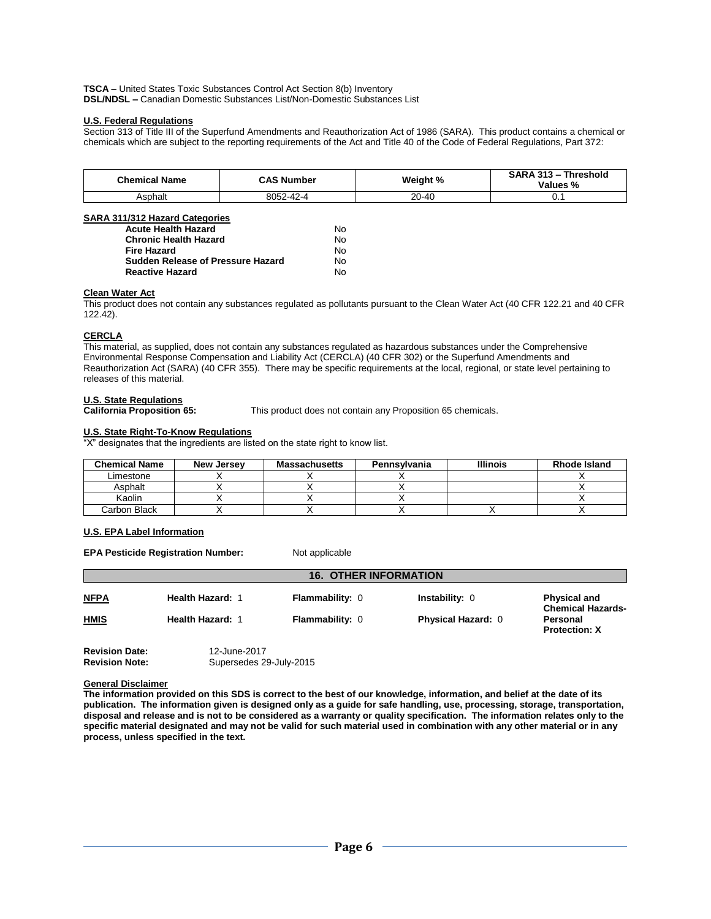**TSCA –** United States Toxic Substances Control Act Section 8(b) Inventory
**DSL/NDSL –** Canadian Domestic Substances List/Non-Domestic Substances List

**U.S. Federal Regulations**
Section 313 of Title III of the Superfund Amendments and Reauthorization Act of 1986 (SARA). This product contains a chemical or chemicals which are subject to the reporting requirements of the Act and Title 40 of the Code of Federal Regulations, Part 372:

| Chemical Name | CAS Number | Weight % | SARA 313 – Threshold Values % |
|---|---|---|---|
| Asphalt | 8052-42-4 | 20-40 | 0.1 |

**SARA 311/312 Hazard Categories**

| | |
|---|---|
| **Acute Health Hazard** | No |
| **Chronic Health Hazard** | No |
| **Fire Hazard** | No |
| **Sudden Release of Pressure Hazard** | No |
| **Reactive Hazard** | No |

**Clean Water Act**
This product does not contain any substances regulated as pollutants pursuant to the Clean Water Act (40 CFR 122.21 and 40 CFR 122.42).

**CERCLA**
This material, as supplied, does not contain any substances regulated as hazardous substances under the Comprehensive Environmental Response Compensation and Liability Act (CERCLA) (40 CFR 302) or the Superfund Amendments and Reauthorization Act (SARA) (40 CFR 355). There may be specific requirements at the local, regional, or state level pertaining to releases of this material.

**U.S. State Regulations**
**California Proposition 65:** This product does not contain any Proposition 65 chemicals.

**U.S. State Right-To-Know Regulations**
"X" designates that the ingredients are listed on the state right to know list.

| Chemical Name | New Jersey | Massachusetts | Pennsylvania | Illinois | Rhode Island |
|---|---|---|---|---|---|
| Limestone | X | X | X | | X |
| Asphalt | X | X | X | | X |
| Kaolin | X | X | X | | X |
| Carbon Black | X | X | X | X | X |

**U.S. EPA Label Information**

**EPA Pesticide Registration Number:** Not applicable

## 16. OTHER INFORMATION

| | | | | |
|---|---|---|---|---|
| **NFPA** | **Health Hazard:** 1 | **Flammability:** 0 | **Instability:** 0 | **Physical and Chemical Hazards-** |
| **HMIS** | **Health Hazard:** 1 | **Flammability:** 0 | **Physical Hazard:** 0 | **Personal Protection: X** |

**Revision Date:** 12-June-2017
**Revision Note:** Supersedes 29-July-2015

**General Disclaimer**
**The information provided on this SDS is correct to the best of our knowledge, information, and belief at the date of its publication. The information given is designed only as a guide for safe handling, use, processing, storage, transportation, disposal and release and is not to be considered as a warranty or quality specification. The information relates only to the specific material designated and may not be valid for such material used in combination with any other material or in any process, unless specified in the text.**